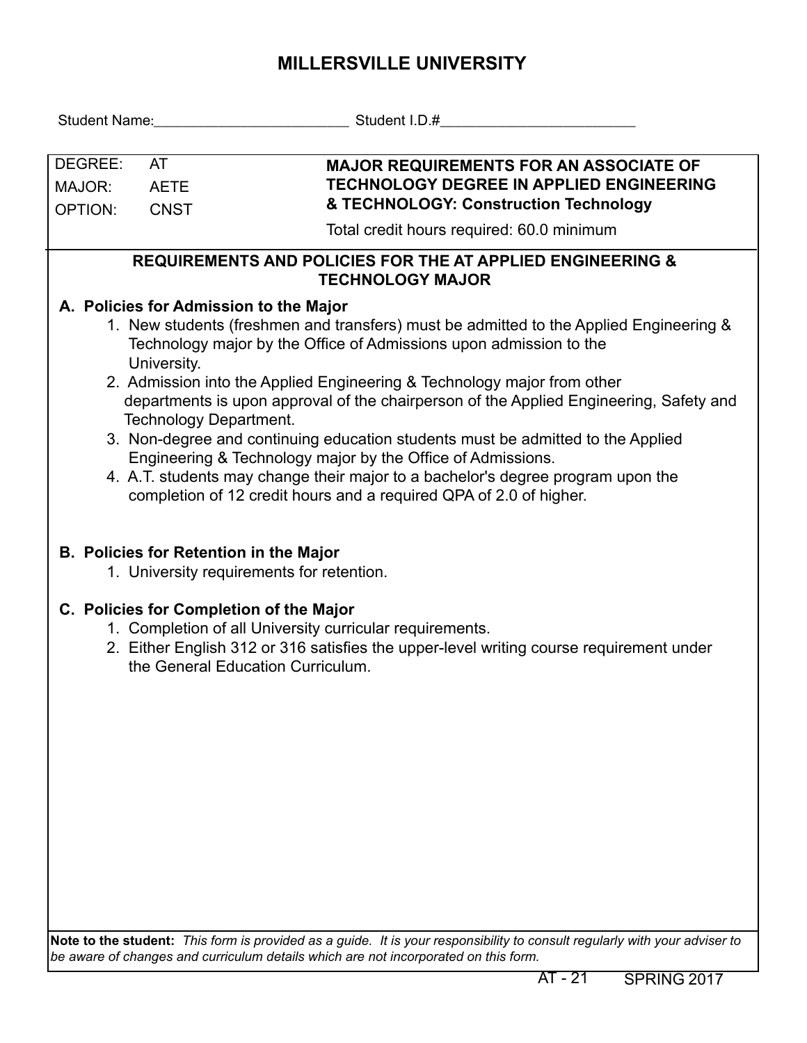# MILLERSVILLE UNIVERSITY

Student Name:\_\_\_\_\_\_\_\_\_\_\_\_\_\_\_\_\_\_\_\_\_\_\_\_\_ Student I.D.#\_\_\_\_\_\_\_\_\_\_\_\_\_\_\_\_\_\_\_\_\_\_\_\_\_

| | | |
|---|---|---|
| DEGREE: | AT | **MAJOR REQUIREMENTS FOR AN ASSOCIATE OF TECHNOLOGY DEGREE IN APPLIED ENGINEERING & TECHNOLOGY: Construction Technology** |
| MAJOR: | AETE | |
| OPTION: | CNST | Total credit hours required: 60.0 minimum |

## REQUIREMENTS AND POLICIES FOR THE AT APPLIED ENGINEERING & TECHNOLOGY MAJOR

### A. Policies for Admission to the Major

1. New students (freshmen and transfers) must be admitted to the Applied Engineering & Technology major by the Office of Admissions upon admission to the University.
2. Admission into the Applied Engineering & Technology major from other departments is upon approval of the chairperson of the Applied Engineering, Safety and Technology Department.
3. Non-degree and continuing education students must be admitted to the Applied Engineering & Technology major by the Office of Admissions.
4. A.T. students may change their major to a bachelor's degree program upon the completion of 12 credit hours and a required QPA of 2.0 of higher.

### B. Policies for Retention in the Major

1. University requirements for retention.

### C. Policies for Completion of the Major

1. Completion of all University curricular requirements.
2. Either English 312 or 316 satisfies the upper-level writing course requirement under the General Education Curriculum.

**Note to the student:** *This form is provided as a guide. It is your responsibility to consult regularly with your adviser to be aware of changes and curriculum details which are not incorporated on this form.*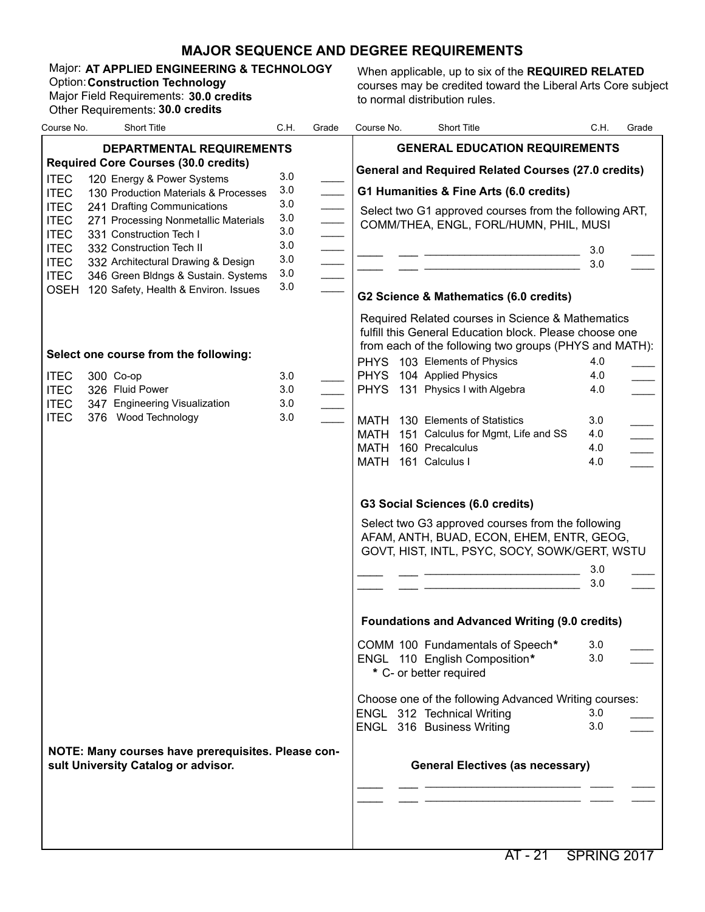# MAJOR SEQUENCE AND DEGREE REQUIREMENTS

Major: **AT APPLIED ENGINEERING & TECHNOLOGY**
Option: **Construction Technology**
Major Field Requirements: **30.0 credits**
Other Requirements: **30.0 credits**

When applicable, up to six of the **REQUIRED RELATED** courses may be credited toward the Liberal Arts Core subject to normal distribution rules.

## DEPARTMENTAL REQUIREMENTS

### Required Core Courses (30.0 credits)

| Course No. | | Short Title | C.H. | Grade |
|---|---|---|---|---|
| ITEC | 120 | Energy & Power Systems | 3.0 | ____ |
| ITEC | 130 | Production Materials & Processes | 3.0 | ____ |
| ITEC | 241 | Drafting Communications | 3.0 | ____ |
| ITEC | 271 | Processing Nonmetallic Materials | 3.0 | ____ |
| ITEC | 331 | Construction Tech I | 3.0 | ____ |
| ITEC | 332 | Construction Tech II | 3.0 | ____ |
| ITEC | 332 | Architectural Drawing & Design | 3.0 | ____ |
| ITEC | 346 | Green Bldngs & Sustain. Systems | 3.0 | ____ |
| OSEH | 120 | Safety, Health & Environ. Issues | 3.0 | ____ |

**Select one course from the following:**

| Course No. | | Short Title | C.H. | Grade |
|---|---|---|---|---|
| ITEC | 300 | Co-op | 3.0 | ____ |
| ITEC | 326 | Fluid Power | 3.0 | ____ |
| ITEC | 347 | Engineering Visualization | 3.0 | ____ |
| ITEC | 376 | Wood Technology | 3.0 | ____ |

**NOTE: Many courses have prerequisites. Please consult University Catalog or advisor.**

## GENERAL EDUCATION REQUIREMENTS

### General and Required Related Courses (27.0 credits)

### G1 Humanities & Fine Arts (6.0 credits)

Select two G1 approved courses from the following ART, COMM/THEA, ENGL, FORL/HUMN, PHIL, MUSI

| Course No. | | Short Title | C.H. | Grade |
|---|---|---|---|---|
| ____ | ___ | ________________________ | 3.0 | ____ |
| ____ | ___ | ________________________ | 3.0 | ____ |

### G2 Science & Mathematics (6.0 credits)

Required Related courses in Science & Mathematics fulfill this General Education block. Please choose one from each of the following two groups (PHYS and MATH):

| Course No. | | Short Title | C.H. | Grade |
|---|---|---|---|---|
| PHYS | 103 | Elements of Physics | 4.0 | ____ |
| PHYS | 104 | Applied Physics | 4.0 | ____ |
| PHYS | 131 | Physics I with Algebra | 4.0 | ____ |
| MATH | 130 | Elements of Statistics | 3.0 | ____ |
| MATH | 151 | Calculus for Mgmt, Life and SS | 4.0 | ____ |
| MATH | 160 | Precalculus | 4.0 | ____ |
| MATH | 161 | Calculus I | 4.0 | ____ |

### G3 Social Sciences (6.0 credits)

Select two G3 approved courses from the following AFAM, ANTH, BUAD, ECON, EHEM, ENTR, GEOG, GOVT, HIST, INTL, PSYC, SOCY, SOWK/GERT, WSTU

| Course No. | | Short Title | C.H. | Grade |
|---|---|---|---|---|
| ____ | ___ | ________________________ | 3.0 | ____ |
| ____ | ___ | ________________________ | 3.0 | ____ |

### Foundations and Advanced Writing (9.0 credits)

| Course No. | | Short Title | C.H. | Grade |
|---|---|---|---|---|
| COMM | 100 | Fundamentals of Speech* | 3.0 | ____ |
| ENGL | 110 | English Composition* | 3.0 | ____ |

\* C- or better required

Choose one of the following Advanced Writing courses:

| Course No. | | Short Title | C.H. | Grade |
|---|---|---|---|---|
| ENGL | 312 | Technical Writing | 3.0 | ____ |
| ENGL | 316 | Business Writing | 3.0 | ____ |

### General Electives (as necessary)

| Course No. | | Short Title | C.H. | Grade |
|---|---|---|---|---|
| ____ | ___ | ________________________ | ____ | ____ |
| ____ | ___ | ________________________ | ____ | ____ |

AT - 21 SPRING 2017